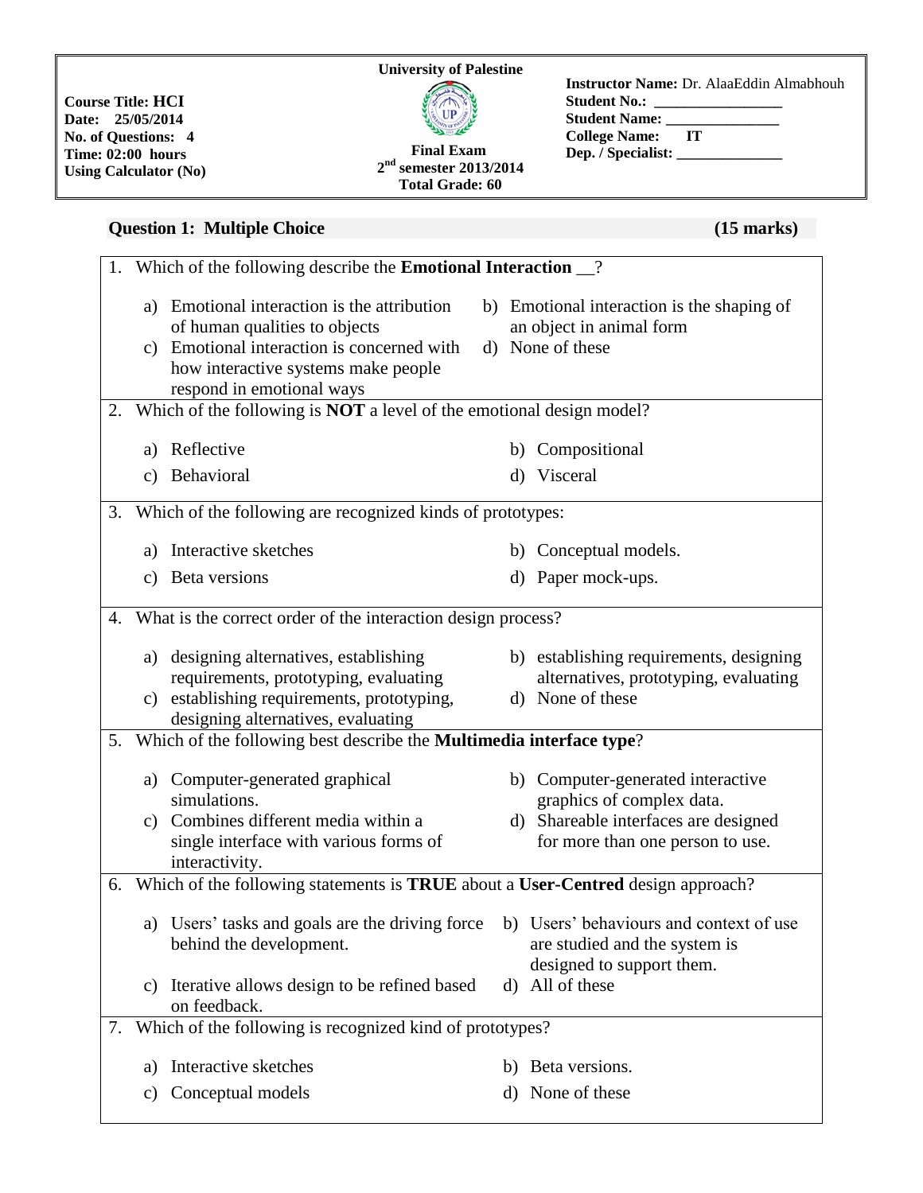| Course Title: HCI<br>Date: 25/05/2014<br>No. of Questions: 4<br>Time: 02:00 hours<br>Using Calculator (No) | **University of Palestine**<br><br>**Final Exam**<br>**2nd semester 2013/2014**<br>**Total Grade: 60** | **Instructor Name:** Dr. AlaaEddin Almabhouh<br>**Student No.:** ________________<br>**Student Name:** _______________<br>**College Name:** IT<br>**Dep. / Specialist:** ______________ |
|---|---|---|

## Question 1: Multiple Choice (15 marks)

1. Which of the following describe the **Emotional Interaction** __?
   - a) Emotional interaction is the attribution of human qualities to objects
   - b) Emotional interaction is the shaping of an object in animal form
   - c) Emotional interaction is concerned with how interactive systems make people respond in emotional ways
   - d) None of these

2. Which of the following is **NOT** a level of the emotional design model?
   - a) Reflective
   - b) Compositional
   - c) Behavioral
   - d) Visceral

3. Which of the following are recognized kinds of prototypes:
   - a) Interactive sketches
   - b) Conceptual models.
   - c) Beta versions
   - d) Paper mock-ups.

4. What is the correct order of the interaction design process?
   - a) designing alternatives, establishing requirements, prototyping, evaluating
   - b) establishing requirements, designing alternatives, prototyping, evaluating
   - c) establishing requirements, prototyping, designing alternatives, evaluating
   - d) None of these

5. Which of the following best describe the **Multimedia interface type**?
   - a) Computer-generated graphical simulations.
   - b) Computer-generated interactive graphics of complex data.
   - c) Combines different media within a single interface with various forms of interactivity.
   - d) Shareable interfaces are designed for more than one person to use.

6. Which of the following statements is **TRUE** about a **User-Centred** design approach?
   - a) Users' tasks and goals are the driving force behind the development.
   - b) Users' behaviours and context of use are studied and the system is designed to support them.
   - c) Iterative allows design to be refined based on feedback.
   - d) All of these

7. Which of the following is recognized kind of prototypes?
   - a) Interactive sketches
   - b) Beta versions.
   - c) Conceptual models
   - d) None of these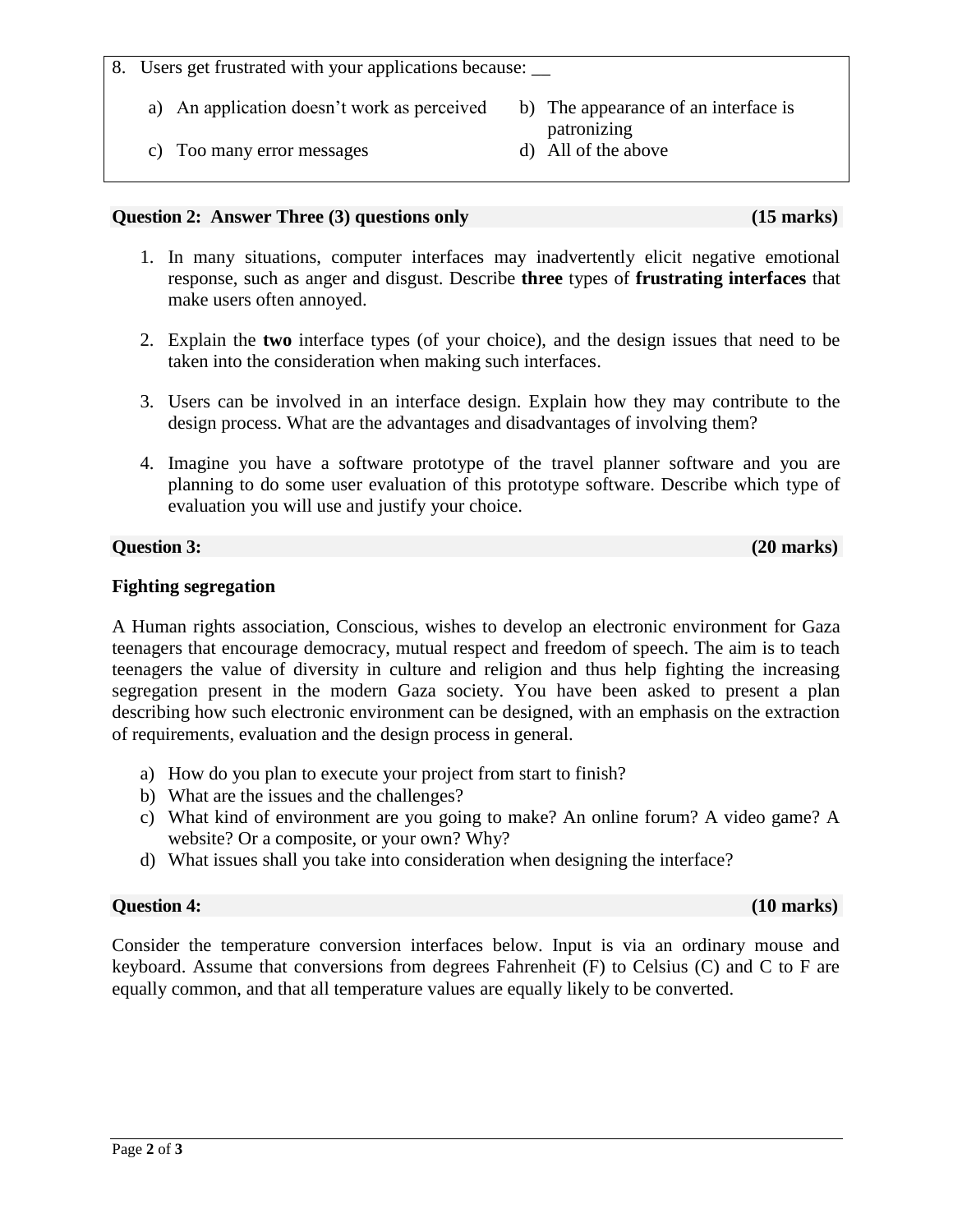8. Users get frustrated with your applications because: __

    a) An application doesn't work as perceived
    b) The appearance of an interface is patronizing
    c) Too many error messages
    d) All of the above

**Question 2: Answer Three (3) questions only (15 marks)**

1. In many situations, computer interfaces may inadvertently elicit negative emotional response, such as anger and disgust. Describe **three** types of **frustrating interfaces** that make users often annoyed.

2. Explain the **two** interface types (of your choice), and the design issues that need to be taken into the consideration when making such interfaces.

3. Users can be involved in an interface design. Explain how they may contribute to the design process. What are the advantages and disadvantages of involving them?

4. Imagine you have a software prototype of the travel planner software and you are planning to do some user evaluation of this prototype software. Describe which type of evaluation you will use and justify your choice.

**Question 3: (20 marks)**

**Fighting segregation**

A Human rights association, Conscious, wishes to develop an electronic environment for Gaza teenagers that encourage democracy, mutual respect and freedom of speech. The aim is to teach teenagers the value of diversity in culture and religion and thus help fighting the increasing segregation present in the modern Gaza society. You have been asked to present a plan describing how such electronic environment can be designed, with an emphasis on the extraction of requirements, evaluation and the design process in general.

a) How do you plan to execute your project from start to finish?
b) What are the issues and the challenges?
c) What kind of environment are you going to make? An online forum? A video game? A website? Or a composite, or your own? Why?
d) What issues shall you take into consideration when designing the interface?

**Question 4: (10 marks)**

Consider the temperature conversion interfaces below. Input is via an ordinary mouse and keyboard. Assume that conversions from degrees Fahrenheit (F) to Celsius (C) and C to F are equally common, and that all temperature values are equally likely to be converted.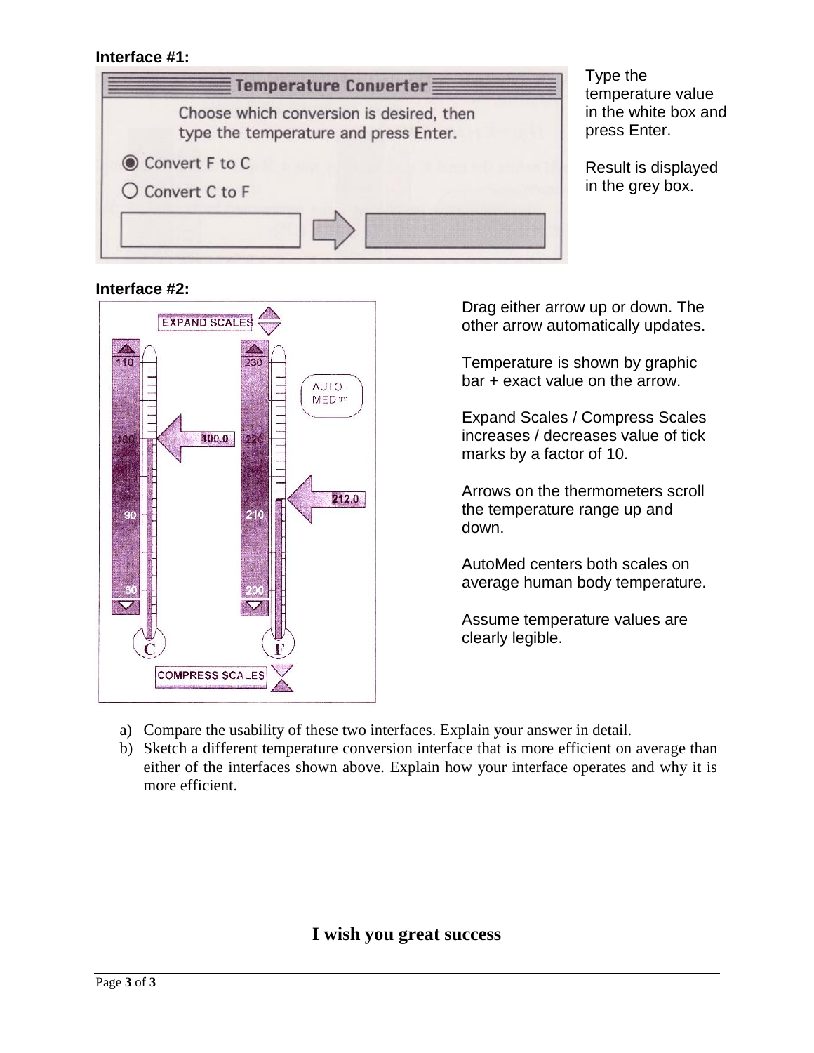**Interface #1:**

Temperature Converter

Choose which conversion is desired, then type the temperature and press Enter.

Convert F to C

Convert C to F

Type the temperature value in the white box and press Enter.

Result is displayed in the grey box.

**Interface #2:**

EXPAND SCALES

110
100
90
80
C

230
220
210
200
F

100.0

212.0

AUTO-MED tm

COMPRESS SCALES

Drag either arrow up or down. The other arrow automatically updates.

Temperature is shown by graphic bar + exact value on the arrow.

Expand Scales / Compress Scales increases / decreases value of tick marks by a factor of 10.

Arrows on the thermometers scroll the temperature range up and down.

AutoMed centers both scales on average human body temperature.

Assume temperature values are clearly legible.

a) Compare the usability of these two interfaces. Explain your answer in detail.
b) Sketch a different temperature conversion interface that is more efficient on average than either of the interfaces shown above. Explain how your interface operates and why it is more efficient.

**I wish you great success**